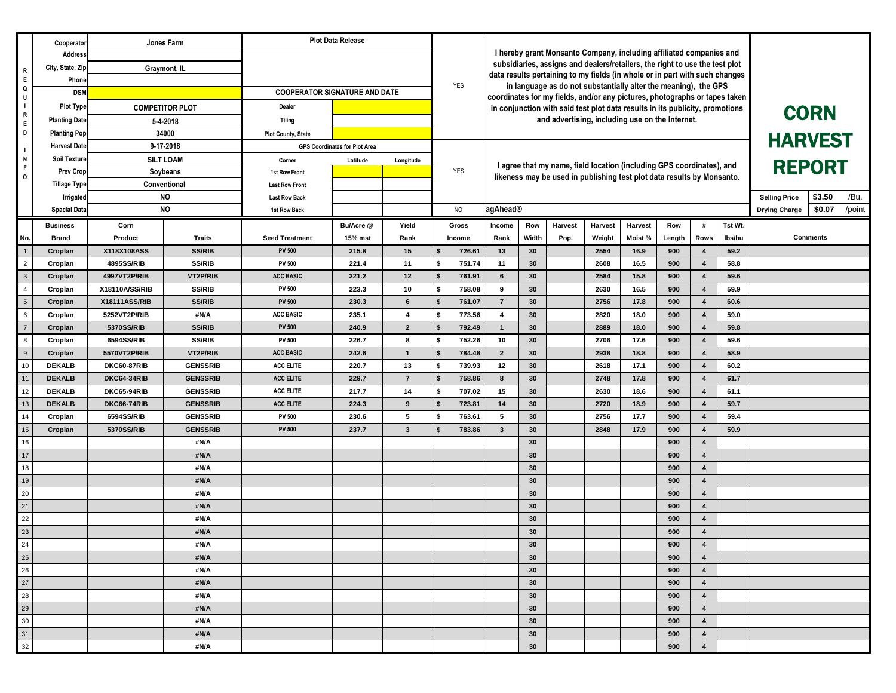# CORN HARVEST REPORT

**REQUIRED INFO**

| Field | Value |
|---|---|
| Cooperator | Jones Farm |
| Address | |
| City, State, Zip | Graymont, IL |
| Phone | |
| DSM | |
| Plot Type | COMPETITOR PLOT |
| Planting Date | 5-4-2018 |
| Planting Pop | 34000 |
| Harvest Date | 9-17-2018 |
| Soil Texture | SILT LOAM |
| Prev Crop | Soybeans |
| Tillage Type | Conventional |
| Irrigated | NO |
| Spacial Data | NO |

**Plot Data Release**

**COOPERATOR SIGNATURE AND DATE**

| | |
|---|---|
| Dealer | |
| Tiling | |
| Plot County, State | |

**GPS Coordinates for Plot Area**

| Corner | Latitude | Longitude |
|---|---|---|
| 1st Row Front | | |
| Last Row Front | | |
| Last Row Back | | |
| 1st Row Back | | |

YES — I hereby grant Monsanto Company, including affiliated companies and subsidiaries, assigns and dealers/retailers, the right to use the test plot data results pertaining to my fields (in whole or in part with such changes in language as do not substantially alter the meaning), the GPS coordinates for my fields, and/or any pictures, photographs or tapes taken in conjunction with said test plot data results in its publicity, promotions and advertising, including use on the Internet.

YES — I agree that my name, field location (including GPS coordinates), and likeness may be used in publishing test plot data results by Monsanto.

NO — agAhead®

| Selling Price | $3.50 | /Bu. |
|---|---|---|
| Drying Charge | $0.07 | /point |

| No. | Business Brand | Corn Product | Traits | Seed Treatment | Bu/Acre @ 15% mst | Yield Rank | Gross Income | Income Rank | Row Width | Harvest Pop. | Harvest Weight | Harvest Moist % | Row Length | # Rows | Tst Wt. lbs/bu | Comments |
|---|---|---|---|---|---|---|---|---|---|---|---|---|---|---|---|---|
| 1 | Croplan | X118X108ASS | SS/RIB | PV 500 | 215.8 | 15 | $ 726.61 | 13 | 30 | | 2554 | 16.9 | 900 | 4 | 59.2 | |
| 2 | Croplan | 4895SS/RIB | SS/RIB | PV 500 | 221.4 | 11 | $ 751.74 | 11 | 30 | | 2608 | 16.5 | 900 | 4 | 58.8 | |
| 3 | Croplan | 4997VT2P/RIB | VT2P/RIB | ACC BASIC | 221.2 | 12 | $ 761.91 | 6 | 30 | | 2584 | 15.8 | 900 | 4 | 59.6 | |
| 4 | Croplan | X18110A/SS/RIB | SS/RIB | PV 500 | 223.3 | 10 | $ 758.08 | 9 | 30 | | 2630 | 16.5 | 900 | 4 | 59.9 | |
| 5 | Croplan | X18111ASS/RIB | SS/RIB | PV 500 | 230.3 | 6 | $ 761.07 | 7 | 30 | | 2756 | 17.8 | 900 | 4 | 60.6 | |
| 6 | Croplan | 5252VT2P/RIB | #N/A | ACC BASIC | 235.1 | 4 | $ 773.56 | 4 | 30 | | 2820 | 18.0 | 900 | 4 | 59.0 | |
| 7 | Croplan | 5370SS/RIB | SS/RIB | PV 500 | 240.9 | 2 | $ 792.49 | 1 | 30 | | 2889 | 18.0 | 900 | 4 | 59.8 | |
| 8 | Croplan | 6594SS/RIB | SS/RIB | PV 500 | 226.7 | 8 | $ 752.26 | 10 | 30 | | 2706 | 17.6 | 900 | 4 | 59.6 | |
| 9 | Croplan | 5570VT2P/RIB | VT2P/RIB | ACC BASIC | 242.6 | 1 | $ 784.48 | 2 | 30 | | 2938 | 18.8 | 900 | 4 | 58.9 | |
| 10 | DEKALB | DKC60-87RIB | GENSSRIB | ACC ELITE | 220.7 | 13 | $ 739.93 | 12 | 30 | | 2618 | 17.1 | 900 | 4 | 60.2 | |
| 11 | DEKALB | DKC64-34RIB | GENSSRIB | ACC ELITE | 229.7 | 7 | $ 758.86 | 8 | 30 | | 2748 | 17.8 | 900 | 4 | 61.7 | |
| 12 | DEKALB | DKC65-94RIB | GENSSRIB | ACC ELITE | 217.7 | 14 | $ 707.02 | 15 | 30 | | 2630 | 18.6 | 900 | 4 | 61.1 | |
| 13 | DEKALB | DKC66-74RIB | GENSSRIB | ACC ELITE | 224.3 | 9 | $ 723.81 | 14 | 30 | | 2720 | 18.9 | 900 | 4 | 59.7 | |
| 14 | Croplan | 6594SS/RIB | GENSSRIB | PV 500 | 230.6 | 5 | $ 763.61 | 5 | 30 | | 2756 | 17.7 | 900 | 4 | 59.4 | |
| 15 | Croplan | 5370SS/RIB | GENSSRIB | PV 500 | 237.7 | 3 | $ 783.86 | 3 | 30 | | 2848 | 17.9 | 900 | 4 | 59.9 | |
| 16 | | | #N/A | | | | | | 30 | | | | 900 | 4 | | |
| 17 | | | #N/A | | | | | | 30 | | | | 900 | 4 | | |
| 18 | | | #N/A | | | | | | 30 | | | | 900 | 4 | | |
| 19 | | | #N/A | | | | | | 30 | | | | 900 | 4 | | |
| 20 | | | #N/A | | | | | | 30 | | | | 900 | 4 | | |
| 21 | | | #N/A | | | | | | 30 | | | | 900 | 4 | | |
| 22 | | | #N/A | | | | | | 30 | | | | 900 | 4 | | |
| 23 | | | #N/A | | | | | | 30 | | | | 900 | 4 | | |
| 24 | | | #N/A | | | | | | 30 | | | | 900 | 4 | | |
| 25 | | | #N/A | | | | | | 30 | | | | 900 | 4 | | |
| 26 | | | #N/A | | | | | | 30 | | | | 900 | 4 | | |
| 27 | | | #N/A | | | | | | 30 | | | | 900 | 4 | | |
| 28 | | | #N/A | | | | | | 30 | | | | 900 | 4 | | |
| 29 | | | #N/A | | | | | | 30 | | | | 900 | 4 | | |
| 30 | | | #N/A | | | | | | 30 | | | | 900 | 4 | | |
| 31 | | | #N/A | | | | | | 30 | | | | 900 | 4 | | |
| 32 | | | #N/A | | | | | | 30 | | | | 900 | 4 | | |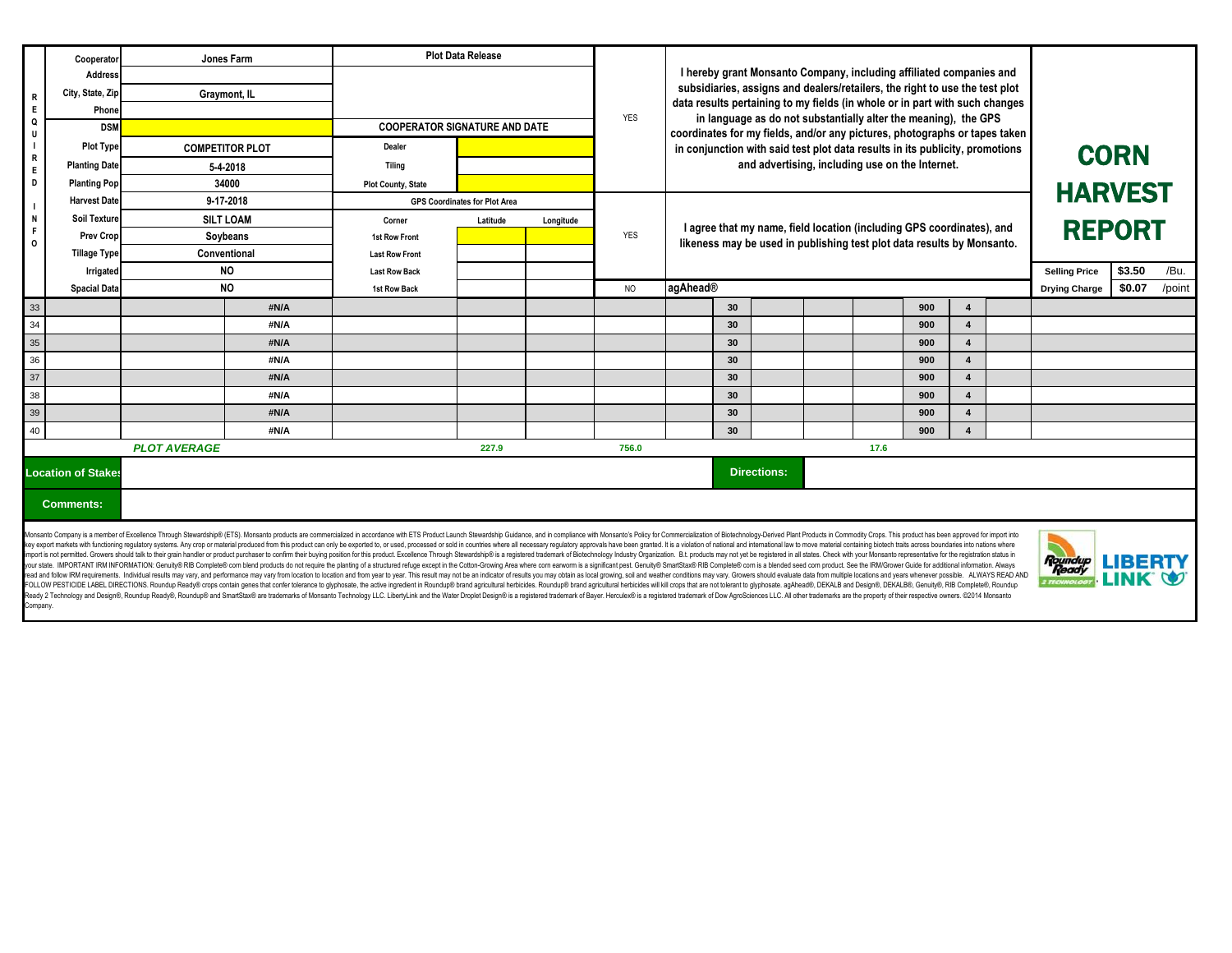# CORN HARVEST REPORT

**REQUIRED INFO**

| | | | |
|---|---|---|---|
| Cooperator | Jones Farm | Plot Data Release | |
| Address | | | |
| City, State, Zip | Graymont, IL | | |
| Phone | | | |
| DSM | | COOPERATOR SIGNATURE AND DATE | |
| Plot Type | COMPETITOR PLOT | Dealer | |
| Planting Date | 5-4-2018 | Tiling | |
| Planting Pop | 34000 | Plot County, State | |
| Harvest Date | 9-17-2018 | GPS Coordinates for Plot Area | |
| Soil Texture | SILT LOAM | | |
| Prev Crop | Soybeans | | |
| Tillage Type | Conventional | | |
| Irrigated | NO | | |
| Spacial Data | NO | | |

| Corner | Latitude | Longitude |
|---|---|---|
| 1st Row Front | | |
| Last Row Front | | |
| Last Row Back | | |
| 1st Row Back | | |

YES — I hereby grant Monsanto Company, including affiliated companies and subsidiaries, assigns and dealers/retailers, the right to use the test plot data results pertaining to my fields (in whole or in part with such changes in language as do not substantially alter the meaning), the GPS coordinates for my fields, and/or any pictures, photographs or tapes taken in conjunction with said test plot data results in its publicity, promotions and advertising, including use on the Internet.

YES — I agree that my name, field location (including GPS coordinates), and likeness may be used in publishing test plot data results by Monsanto.

NO — agAhead®

| Selling Price | $3.50 | /Bu. |
|---|---|---|
| Drying Charge | $0.07 | /point |

| | | | | | | | | | | | | | | | | | |
|---|---|---|---|---|---|---|---|---|---|---|---|---|---|---|---|---|---|
| 33 | | | #N/A | | | | | | 30 | | | | 900 | 4 | | | |
| 34 | | | #N/A | | | | | | 30 | | | | 900 | 4 | | | |
| 35 | | | #N/A | | | | | | 30 | | | | 900 | 4 | | | |
| 36 | | | #N/A | | | | | | 30 | | | | 900 | 4 | | | |
| 37 | | | #N/A | | | | | | 30 | | | | 900 | 4 | | | |
| 38 | | | #N/A | | | | | | 30 | | | | 900 | 4 | | | |
| 39 | | | #N/A | | | | | | 30 | | | | 900 | 4 | | | |
| 40 | | | #N/A | | | | | | 30 | | | | 900 | 4 | | | |
| | *PLOT AVERAGE* | | | | 227.9 | | 756.0 | | | | | 17.6 | | | | | |

**Location of Stakes**

**Directions:**

**Comments:**

Monsanto Company is a member of Excellence Through Stewardship® (ETS). Monsanto products are commercialized in accordance with ETS Product Launch Stewardship Guidance, and in compliance with Monsanto's Policy for Commercialization of Biotechnology-Derived Plant Products in Commodity Crops. This product has been approved for import into key export markets with functioning regulatory systems. Any crop or material produced from this product can only be exported to, or used, processed or sold in countries where all necessary regulatory approvals have been granted. It is a violation of national and international law to move material containing biotech traits across boundaries into nations where import is not permitted. Growers should talk to their grain handler or product purchaser to confirm their buying position for this product. Excellence Through Stewardship® is a registered trademark of Biotechnology Industry Organization. B.t. products may not yet be registered in all states. Check with your Monsanto representative for the registration status in your state. IMPORTANT IRM INFORMATION: Genuity® RIB Complete® corn blend products do not require the planting of a structured refuge except in the Cotton-Growing Area where corn earworm is a significant pest. Genuity® SmartStax® RIB Complete® corn is a blended seed corn product. See the IRM/Grower Guide for additional information. Always read and follow IRM requirements. Individual results may vary, and performance may vary from location to location and from year to year. This result may not be an indicator of results you may obtain as local growing, soil and weather conditions may vary. Growers should evaluate data from multiple locations and years whenever possible. ALWAYS READ AND FOLLOW PESTICIDE LABEL DIRECTIONS. Roundup Ready® crops contain genes that confer tolerance to glyphosate, the active ingredient in Roundup® brand agricultural herbicides. Roundup® brand agricultural herbicides will kill crops that are not tolerant to glyphosate. agAhead®, DEKALB and Design®, DEKALB®, Genuity®, RIB Complete®, Roundup Ready 2 Technology and Design®, Roundup Ready®, Roundup® and SmartStax® are trademarks of Monsanto Technology LLC. LibertyLink and the Water Droplet Design® is a registered trademark of Bayer. Herculex® is a registered trademark of Dow AgroSciences LLC. All other trademarks are the property of their respective owners. ©2014 Monsanto Company.

Roundup Ready 2 Technology · LIBERTY LINK